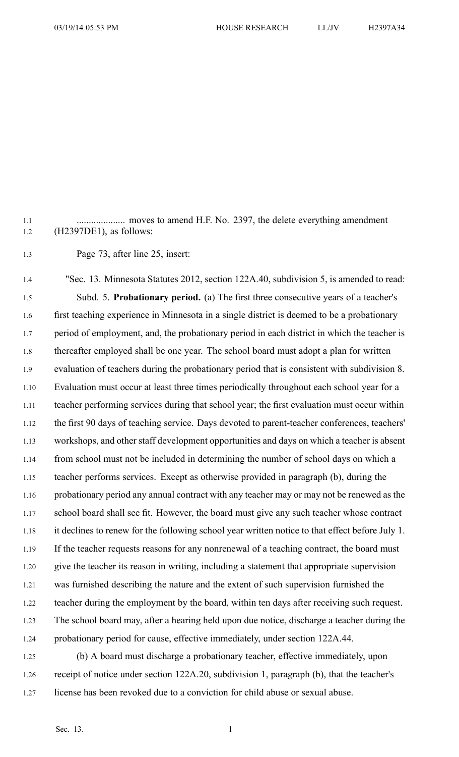.................... moves to amend H.F. No. 2397, the delete everything amendment (H2397DE1), as follows:

Page 73, after line 25, insert:

"Sec. 13. Minnesota Statutes 2012, section 122A.40, subdivision 5, is amended to read:

Subd. 5. **Probationary period.** (a) The first three consecutive years of a teacher's first teaching experience in Minnesota in a single district is deemed to be a probationary period of employment, and, the probationary period in each district in which the teacher is thereafter employed shall be one year. The school board must adopt a plan for written evaluation of teachers during the probationary period that is consistent with subdivision 8. Evaluation must occur at least three times periodically throughout each school year for a teacher performing services during that school year; the first evaluation must occur within the first 90 days of teaching service. Days devoted to parent-teacher conferences, teachers' workshops, and other staff development opportunities and days on which a teacher is absent from school must not be included in determining the number of school days on which a teacher performs services. Except as otherwise provided in paragraph (b), during the probationary period any annual contract with any teacher may or may not be renewed as the school board shall see fit. However, the board must give any such teacher whose contract it declines to renew for the following school year written notice to that effect before July 1. If the teacher requests reasons for any nonrenewal of a teaching contract, the board must give the teacher its reason in writing, including a statement that appropriate supervision was furnished describing the nature and the extent of such supervision furnished the teacher during the employment by the board, within ten days after receiving such request. The school board may, after a hearing held upon due notice, discharge a teacher during the probationary period for cause, effective immediately, under section 122A.44.

(b) A board must discharge a probationary teacher, effective immediately, upon receipt of notice under section 122A.20, subdivision 1, paragraph (b), that the teacher's license has been revoked due to a conviction for child abuse or sexual abuse.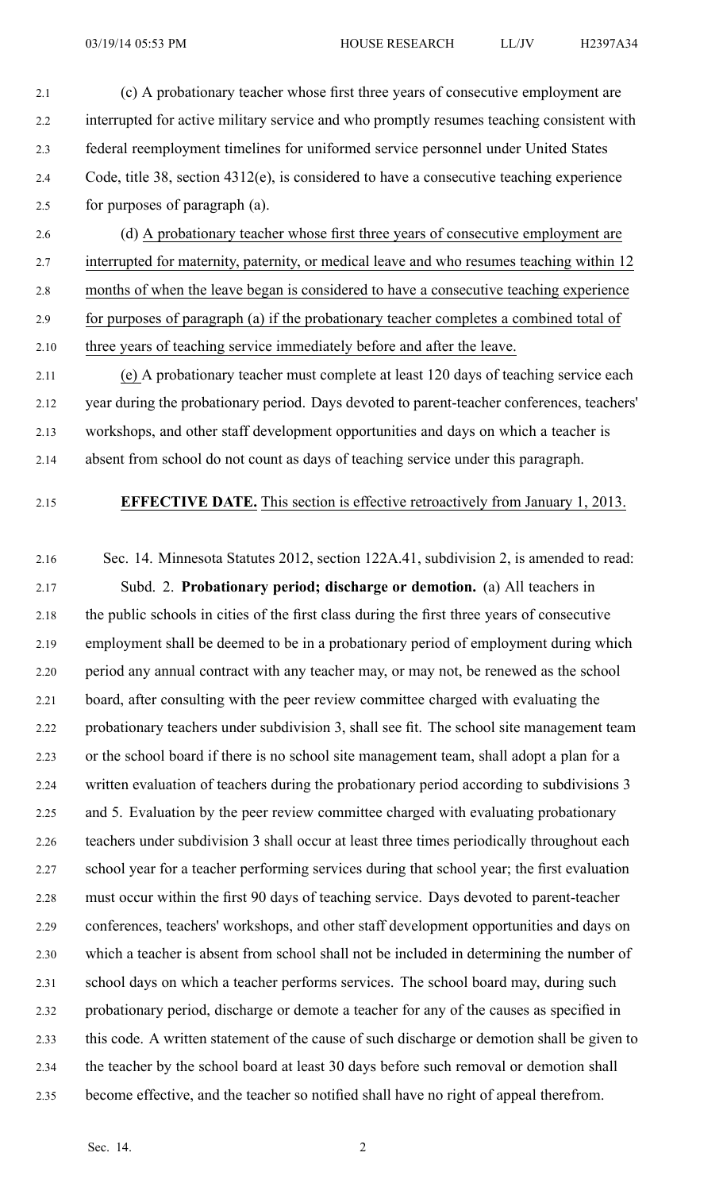(c) A probationary teacher whose first three years of consecutive employment are interrupted for active military service and who promptly resumes teaching consistent with federal reemployment timelines for uniformed service personnel under United States Code, title 38, section 4312(e), is considered to have a consecutive teaching experience for purposes of paragraph (a).

(d) <u>A probationary teacher whose first three years of consecutive employment are interrupted for maternity, paternity, or medical leave and who resumes teaching within 12 months of when the leave began is considered to have a consecutive teaching experience for purposes of paragraph (a) if the probationary teacher completes a combined total of three years of teaching service immediately before and after the leave.</u>

<u>(e)</u> A probationary teacher must complete at least 120 days of teaching service each year during the probationary period. Days devoted to parent-teacher conferences, teachers' workshops, and other staff development opportunities and days on which a teacher is absent from school do not count as days of teaching service under this paragraph.

**EFFECTIVE DATE.** <u>This section is effective retroactively from January 1, 2013.</u>

Sec. 14. Minnesota Statutes 2012, section 122A.41, subdivision 2, is amended to read:

Subd. 2. **Probationary period; discharge or demotion.** (a) All teachers in the public schools in cities of the first class during the first three years of consecutive employment shall be deemed to be in a probationary period of employment during which period any annual contract with any teacher may, or may not, be renewed as the school board, after consulting with the peer review committee charged with evaluating the probationary teachers under subdivision 3, shall see fit. The school site management team or the school board if there is no school site management team, shall adopt a plan for a written evaluation of teachers during the probationary period according to subdivisions 3 and 5. Evaluation by the peer review committee charged with evaluating probationary teachers under subdivision 3 shall occur at least three times periodically throughout each school year for a teacher performing services during that school year; the first evaluation must occur within the first 90 days of teaching service. Days devoted to parent-teacher conferences, teachers' workshops, and other staff development opportunities and days on which a teacher is absent from school shall not be included in determining the number of school days on which a teacher performs services. The school board may, during such probationary period, discharge or demote a teacher for any of the causes as specified in this code. A written statement of the cause of such discharge or demotion shall be given to the teacher by the school board at least 30 days before such removal or demotion shall become effective, and the teacher so notified shall have no right of appeal therefrom.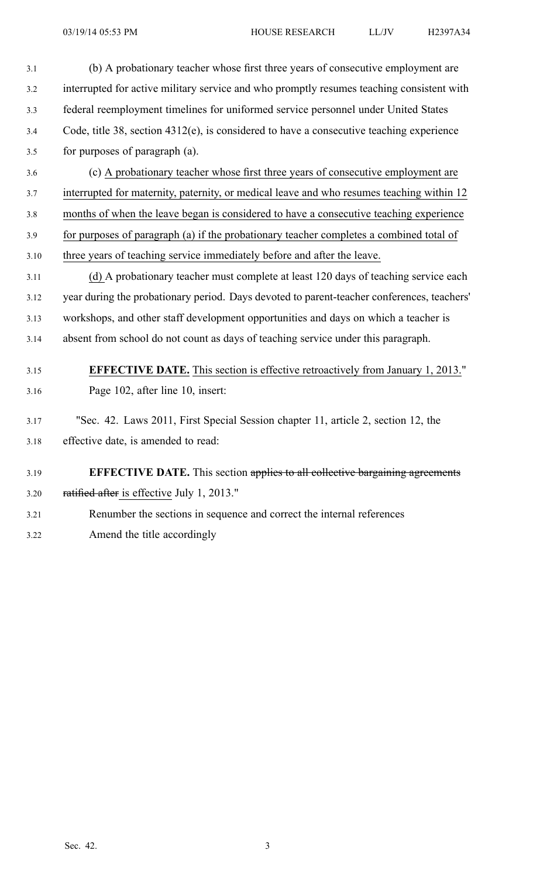(b) A probationary teacher whose first three years of consecutive employment are interrupted for active military service and who promptly resumes teaching consistent with federal reemployment timelines for uniformed service personnel under United States Code, title 38, section 4312(e), is considered to have a consecutive teaching experience for purposes of paragraph (a).

(c) <u>A probationary teacher whose first three years of consecutive employment are interrupted for maternity, paternity, or medical leave and who resumes teaching within 12 months of when the leave began is considered to have a consecutive teaching experience for purposes of paragraph (a) if the probationary teacher completes a combined total of three years of teaching service immediately before and after the leave.</u>

<u>(d)</u> A probationary teacher must complete at least 120 days of teaching service each year during the probationary period. Days devoted to parent-teacher conferences, teachers' workshops, and other staff development opportunities and days on which a teacher is absent from school do not count as days of teaching service under this paragraph.

**EFFECTIVE DATE.** <u>This section is effective retroactively from January 1, 2013.</u>"

Page 102, after line 10, insert:

"Sec. 42. Laws 2011, First Special Session chapter 11, article 2, section 12, the effective date, is amended to read:

**EFFECTIVE DATE.** This section ~~applies to all collective bargaining agreements ratified after~~ <u>is effective</u> July 1, 2013."

Renumber the sections in sequence and correct the internal references

Amend the title accordingly